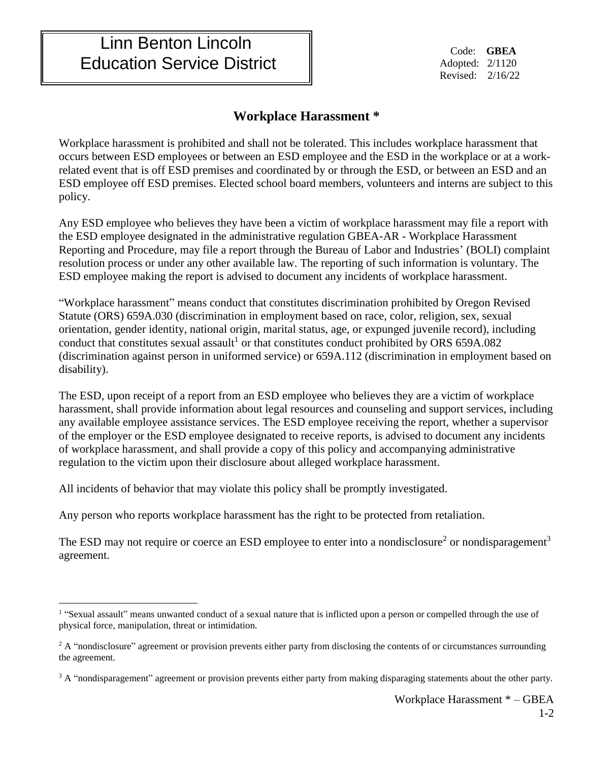# Linn Benton Lincoln Education Service District

Code: **GBEA**
Adopted: 2/1120
Revised: 2/16/22

## Workplace Harassment *

Workplace harassment is prohibited and shall not be tolerated. This includes workplace harassment that occurs between ESD employees or between an ESD employee and the ESD in the workplace or at a work-related event that is off ESD premises and coordinated by or through the ESD, or between an ESD and an ESD employee off ESD premises. Elected school board members, volunteers and interns are subject to this policy.

Any ESD employee who believes they have been a victim of workplace harassment may file a report with the ESD employee designated in the administrative regulation GBEA-AR - Workplace Harassment Reporting and Procedure, may file a report through the Bureau of Labor and Industries' (BOLI) complaint resolution process or under any other available law. The reporting of such information is voluntary. The ESD employee making the report is advised to document any incidents of workplace harassment.

"Workplace harassment" means conduct that constitutes discrimination prohibited by Oregon Revised Statute (ORS) 659A.030 (discrimination in employment based on race, color, religion, sex, sexual orientation, gender identity, national origin, marital status, age, or expunged juvenile record), including conduct that constitutes sexual assault[1] or that constitutes conduct prohibited by ORS 659A.082 (discrimination against person in uniformed service) or 659A.112 (discrimination in employment based on disability).

The ESD, upon receipt of a report from an ESD employee who believes they are a victim of workplace harassment, shall provide information about legal resources and counseling and support services, including any available employee assistance services. The ESD employee receiving the report, whether a supervisor of the employer or the ESD employee designated to receive reports, is advised to document any incidents of workplace harassment, and shall provide a copy of this policy and accompanying administrative regulation to the victim upon their disclosure about alleged workplace harassment.

All incidents of behavior that may violate this policy shall be promptly investigated.

Any person who reports workplace harassment has the right to be protected from retaliation.

The ESD may not require or coerce an ESD employee to enter into a nondisclosure[2] or nondisparagement[3] agreement.

---

[1] "Sexual assault" means unwanted conduct of a sexual nature that is inflicted upon a person or compelled through the use of physical force, manipulation, threat or intimidation.

[2] A "nondisclosure" agreement or provision prevents either party from disclosing the contents of or circumstances surrounding the agreement.

[3] A "nondisparagement" agreement or provision prevents either party from making disparaging statements about the other party.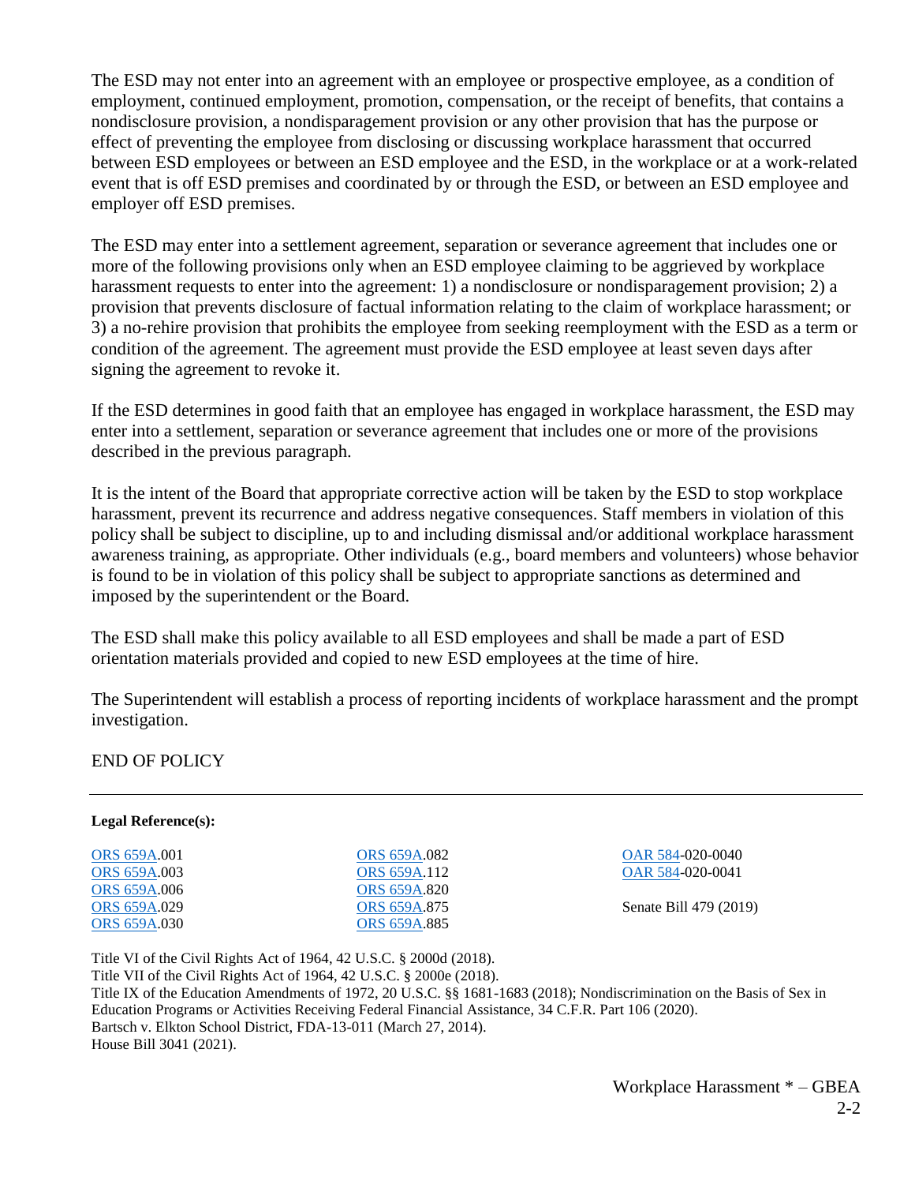The ESD may not enter into an agreement with an employee or prospective employee, as a condition of employment, continued employment, promotion, compensation, or the receipt of benefits, that contains a nondisclosure provision, a nondisparagement provision or any other provision that has the purpose or effect of preventing the employee from disclosing or discussing workplace harassment that occurred between ESD employees or between an ESD employee and the ESD, in the workplace or at a work-related event that is off ESD premises and coordinated by or through the ESD, or between an ESD employee and employer off ESD premises.

The ESD may enter into a settlement agreement, separation or severance agreement that includes one or more of the following provisions only when an ESD employee claiming to be aggrieved by workplace harassment requests to enter into the agreement: 1) a nondisclosure or nondisparagement provision; 2) a provision that prevents disclosure of factual information relating to the claim of workplace harassment; or 3) a no-rehire provision that prohibits the employee from seeking reemployment with the ESD as a term or condition of the agreement. The agreement must provide the ESD employee at least seven days after signing the agreement to revoke it.

If the ESD determines in good faith that an employee has engaged in workplace harassment, the ESD may enter into a settlement, separation or severance agreement that includes one or more of the provisions described in the previous paragraph.

It is the intent of the Board that appropriate corrective action will be taken by the ESD to stop workplace harassment, prevent its recurrence and address negative consequences. Staff members in violation of this policy shall be subject to discipline, up to and including dismissal and/or additional workplace harassment awareness training, as appropriate. Other individuals (e.g., board members and volunteers) whose behavior is found to be in violation of this policy shall be subject to appropriate sanctions as determined and imposed by the superintendent or the Board.

The ESD shall make this policy available to all ESD employees and shall be made a part of ESD orientation materials provided and copied to new ESD employees at the time of hire.

The Superintendent will establish a process of reporting incidents of workplace harassment and the prompt investigation.

END OF POLICY

---

**Legal Reference(s):**

ORS 659A.001
ORS 659A.003
ORS 659A.006
ORS 659A.029
ORS 659A.030

ORS 659A.082
ORS 659A.112
ORS 659A.820
ORS 659A.875
ORS 659A.885

OAR 584-020-0040
OAR 584-020-0041

Senate Bill 479 (2019)

Title VI of the Civil Rights Act of 1964, 42 U.S.C. § 2000d (2018).
Title VII of the Civil Rights Act of 1964, 42 U.S.C. § 2000e (2018).
Title IX of the Education Amendments of 1972, 20 U.S.C. §§ 1681-1683 (2018); Nondiscrimination on the Basis of Sex in Education Programs or Activities Receiving Federal Financial Assistance, 34 C.F.R. Part 106 (2020).
Bartsch v. Elkton School District, FDA-13-011 (March 27, 2014).
House Bill 3041 (2021).